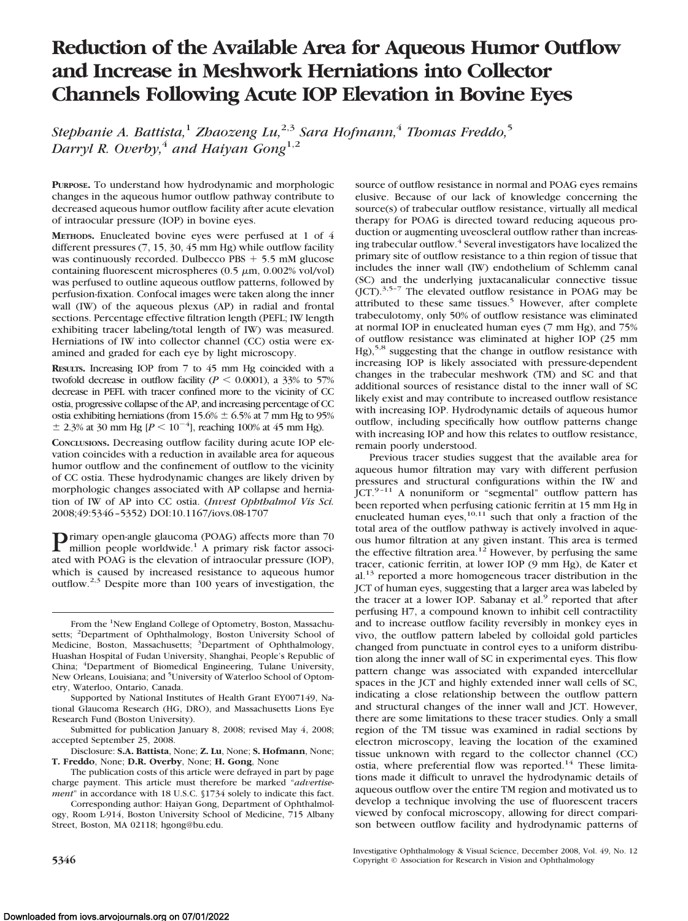# Reduction of the Available Area for Aqueous Humor Outflow and Increase in Meshwork Herniations into Collector Channels Following Acute IOP Elevation in Bovine Eyes

*Stephanie A. Battista,*[1] *Zhaozeng Lu,*[2,3] *Sara Hofmann,*[4] *Thomas Freddo,*[5] *Darryl R. Overby,*[4] *and Haiyan Gong*[1,2]

**PURPOSE.** To understand how hydrodynamic and morphologic changes in the aqueous humor outflow pathway contribute to decreased aqueous humor outflow facility after acute elevation of intraocular pressure (IOP) in bovine eyes.

**METHODS.** Enucleated bovine eyes were perfused at 1 of 4 different pressures (7, 15, 30, 45 mm Hg) while outflow facility was continuously recorded. Dulbecco PBS + 5.5 mM glucose containing fluorescent microspheres (0.5 $\mu$m, 0.002% vol/vol) was perfused to outline aqueous outflow patterns, followed by perfusion-fixation. Confocal images were taken along the inner wall (IW) of the aqueous plexus (AP) in radial and frontal sections. Percentage effective filtration length (PEFL; IW length exhibiting tracer labeling/total length of IW) was measured. Herniations of IW into collector channel (CC) ostia were examined and graded for each eye by light microscopy.

**RESULTS.** Increasing IOP from 7 to 45 mm Hg coincided with a twofold decrease in outflow facility ($P < 0.0001$), a 33% to 57% decrease in PEFL with tracer confined more to the vicinity of CC ostia, progressive collapse of the AP, and increasing percentage of CC ostia exhibiting herniations (from 15.6% $\pm$ 6.5% at 7 mm Hg to 95% $\pm$ 2.3% at 30 mm Hg [$P < 10^{-4}$], reaching 100% at 45 mm Hg).

**CONCLUSIONS.** Decreasing outflow facility during acute IOP elevation coincides with a reduction in available area for aqueous humor outflow and the confinement of outflow to the vicinity of CC ostia. These hydrodynamic changes are likely driven by morphologic changes associated with AP collapse and herniation of IW of AP into CC ostia. (*Invest Ophthalmol Vis Sci.* 2008;49:5346–5352) DOI:10.1167/iovs.08-1707

Primary open-angle glaucoma (POAG) affects more than 70 million people worldwide.[1] A primary risk factor associated with POAG is the elevation of intraocular pressure (IOP), which is caused by increased resistance to aqueous humor outflow.[2,3] Despite more than 100 years of investigation, the source of outflow resistance in normal and POAG eyes remains elusive. Because of our lack of knowledge concerning the source(s) of trabecular outflow resistance, virtually all medical therapy for POAG is directed toward reducing aqueous production or augmenting uveoscleral outflow rather than increasing trabecular outflow.[4] Several investigators have localized the primary site of outflow resistance to a thin region of tissue that includes the inner wall (IW) endothelium of Schlemm canal (SC) and the underlying juxtacanalicular connective tissue (JCT).[3,5–7] The elevated outflow resistance in POAG may be attributed to these same tissues.[5] However, after complete trabeculotomy, only 50% of outflow resistance was eliminated at normal IOP in enucleated human eyes (7 mm Hg), and 75% of outflow resistance was eliminated at higher IOP (25 mm Hg),[5,8] suggesting that the change in outflow resistance with increasing IOP is likely associated with pressure-dependent changes in the trabecular meshwork (TM) and SC and that additional sources of resistance distal to the inner wall of SC likely exist and may contribute to increased outflow resistance with increasing IOP. Hydrodynamic details of aqueous humor outflow, including specifically how outflow patterns change with increasing IOP and how this relates to outflow resistance, remain poorly understood.

Previous tracer studies suggest that the available area for aqueous humor filtration may vary with different perfusion pressures and structural configurations within the IW and JCT.[9–11] A nonuniform or "segmental" outflow pattern has been reported when perfusing cationic ferritin at 15 mm Hg in enucleated human eyes,[10,11] such that only a fraction of the total area of the outflow pathway is actively involved in aqueous humor filtration at any given instant. This area is termed the effective filtration area.[12] However, by perfusing the same tracer, cationic ferritin, at lower IOP (9 mm Hg), de Kater et al.[13] reported a more homogeneous tracer distribution in the JCT of human eyes, suggesting that a larger area was labeled by the tracer at a lower IOP. Sabanay et al.[9] reported that after perfusing H7, a compound known to inhibit cell contractility and to increase outflow facility reversibly in monkey eyes in vivo, the outflow pattern labeled by colloidal gold particles changed from punctuate in control eyes to a uniform distribution along the inner wall of SC in experimental eyes. This flow pattern change was associated with expanded intercellular spaces in the JCT and highly extended inner wall cells of SC, indicating a close relationship between the outflow pattern and structural changes of the inner wall and JCT. However, there are some limitations to these tracer studies. Only a small region of the TM tissue was examined in radial sections by electron microscopy, leaving the location of the examined tissue unknown with regard to the collector channel (CC) ostia, where preferential flow was reported.[14] These limitations made it difficult to unravel the hydrodynamic details of aqueous outflow over the entire TM region and motivated us to develop a technique involving the use of fluorescent tracers viewed by confocal microscopy, allowing for direct comparison between outflow facility and hydrodynamic patterns of

From the [1]New England College of Optometry, Boston, Massachusetts; [2]Department of Ophthalmology, Boston University School of Medicine, Boston, Massachusetts; [3]Department of Ophthalmology, Huashan Hospital of Fudan University, Shanghai, People's Republic of China; [4]Department of Biomedical Engineering, Tulane University, New Orleans, Louisiana; and [5]University of Waterloo School of Optometry, Waterloo, Ontario, Canada.

Supported by National Institutes of Health Grant EY007149, National Glaucoma Research (HG, DRO), and Massachusetts Lions Eye Research Fund (Boston University).

Submitted for publication January 8, 2008; revised May 4, 2008; accepted September 25, 2008.

Disclosure: **S.A. Battista**, None; **Z. Lu**, None; **S. Hofmann**, None; **T. Freddo**, None; **D.R. Overby**, None; **H. Gong**, None

The publication costs of this article were defrayed in part by page charge payment. This article must therefore be marked "*advertisement*" in accordance with 18 U.S.C. §1734 solely to indicate this fact.

Corresponding author: Haiyan Gong, Department of Ophthalmology, Room L-914, Boston University School of Medicine, 715 Albany Street, Boston, MA 02118; hgong@bu.edu.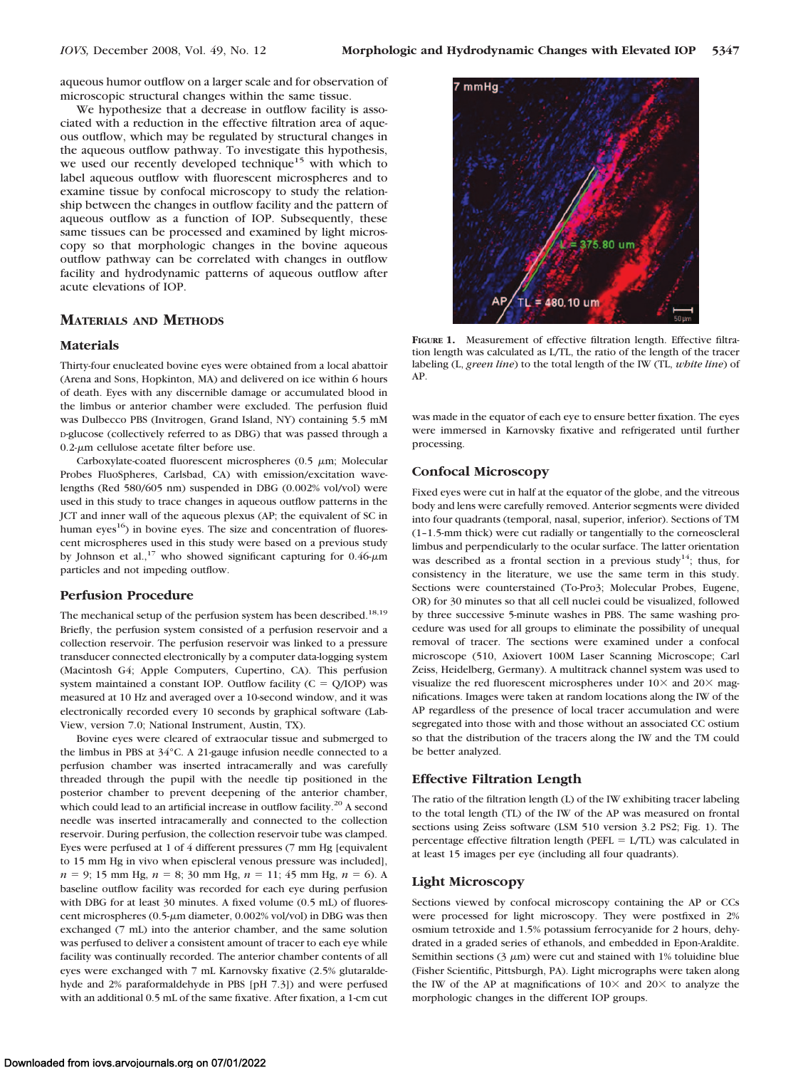aqueous humor outflow on a larger scale and for observation of microscopic structural changes within the same tissue.

We hypothesize that a decrease in outflow facility is associated with a reduction in the effective filtration area of aqueous outflow, which may be regulated by structural changes in the aqueous outflow pathway. To investigate this hypothesis, we used our recently developed technique[15] with which to label aqueous outflow with fluorescent microspheres and to examine tissue by confocal microscopy to study the relationship between the changes in outflow facility and the pattern of aqueous outflow as a function of IOP. Subsequently, these same tissues can be processed and examined by light microscopy so that morphologic changes in the bovine aqueous outflow pathway can be correlated with changes in outflow facility and hydrodynamic patterns of aqueous outflow after acute elevations of IOP.

## Materials and Methods

### Materials

Thirty-four enucleated bovine eyes were obtained from a local abattoir (Arena and Sons, Hopkinton, MA) and delivered on ice within 6 hours of death. Eyes with any discernible damage or accumulated blood in the limbus or anterior chamber were excluded. The perfusion fluid was Dulbecco PBS (Invitrogen, Grand Island, NY) containing 5.5 mM D-glucose (collectively referred to as DBG) that was passed through a 0.2-$\mu$m cellulose acetate filter before use.

Carboxylate-coated fluorescent microspheres (0.5 $\mu$m; Molecular Probes FluoSpheres, Carlsbad, CA) with emission/excitation wavelengths (Red 580/605 nm) suspended in DBG (0.002% vol/vol) were used in this study to trace changes in aqueous outflow patterns in the JCT and inner wall of the aqueous plexus (AP; the equivalent of SC in human eyes[16]) in bovine eyes. The size and concentration of fluorescent microspheres used in this study were based on a previous study by Johnson et al.,[17] who showed significant capturing for 0.46-$\mu$m particles and not impeding outflow.

### Perfusion Procedure

The mechanical setup of the perfusion system has been described.[18,19] Briefly, the perfusion system consisted of a perfusion reservoir and a collection reservoir. The perfusion reservoir was linked to a pressure transducer connected electronically by a computer data-logging system (Macintosh G4; Apple Computers, Cupertino, CA). This perfusion system maintained a constant IOP. Outflow facility (C = Q/IOP) was measured at 10 Hz and averaged over a 10-second window, and it was electronically recorded every 10 seconds by graphical software (LabView, version 7.0; National Instrument, Austin, TX).

Bovine eyes were cleared of extraocular tissue and submerged to the limbus in PBS at 34°C. A 21-gauge infusion needle connected to a perfusion chamber was inserted intracamerally and was carefully threaded through the pupil with the needle tip positioned in the posterior chamber to prevent deepening of the anterior chamber, which could lead to an artificial increase in outflow facility.[20] A second needle was inserted intracamerally and connected to the collection reservoir. During perfusion, the collection reservoir tube was clamped. Eyes were perfused at 1 of 4 different pressures (7 mm Hg [equivalent to 15 mm Hg in vivo when episcleral venous pressure was included], $n = 9$; 15 mm Hg, $n = 8$; 30 mm Hg, $n = 11$; 45 mm Hg, $n = 6$). A baseline outflow facility was recorded for each eye during perfusion with DBG for at least 30 minutes. A fixed volume (0.5 mL) of fluorescent microspheres (0.5-$\mu$m diameter, 0.002% vol/vol) in DBG was then exchanged (7 mL) into the anterior chamber, and the same solution was perfused to deliver a consistent amount of tracer to each eye while facility was continually recorded. The anterior chamber contents of all eyes were exchanged with 7 mL Karnovsky fixative (2.5% glutaraldehyde and 2% paraformaldehyde in PBS [pH 7.3]) and were perfused with an additional 0.5 mL of the same fixative. After fixation, a 1-cm cut was made in the equator of each eye to ensure better fixation. The eyes were immersed in Karnovsky fixative and refrigerated until further processing.

**Figure 1.** Measurement of effective filtration length. Effective filtration length was calculated as L/TL, the ratio of the length of the tracer labeling (L, *green line*) to the total length of the IW (TL, *white line*) of AP.

### Confocal Microscopy

Fixed eyes were cut in half at the equator of the globe, and the vitreous body and lens were carefully removed. Anterior segments were divided into four quadrants (temporal, nasal, superior, inferior). Sections of TM (1–1.5-mm thick) were cut radially or tangentially to the corneoscleral limbus and perpendicularly to the ocular surface. The latter orientation was described as a frontal section in a previous study[14]; thus, for consistency in the literature, we use the same term in this study. Sections were counterstained (To-Pro3; Molecular Probes, Eugene, OR) for 30 minutes so that all cell nuclei could be visualized, followed by three successive 5-minute washes in PBS. The same washing procedure was used for all groups to eliminate the possibility of unequal removal of tracer. The sections were examined under a confocal microscope (510, Axiovert 100M Laser Scanning Microscope; Carl Zeiss, Heidelberg, Germany). A multitrack channel system was used to visualize the red fluorescent microspheres under 10× and 20× magnifications. Images were taken at random locations along the IW of the AP regardless of the presence of local tracer accumulation and were segregated into those with and those without an associated CC ostium so that the distribution of the tracers along the IW and the TM could be better analyzed.

### Effective Filtration Length

The ratio of the filtration length (L) of the IW exhibiting tracer labeling to the total length (TL) of the IW of the AP was measured on frontal sections using Zeiss software (LSM 510 version 3.2 PS2; Fig. 1). The percentage effective filtration length (PEFL = L/TL) was calculated in at least 15 images per eye (including all four quadrants).

### Light Microscopy

Sections viewed by confocal microscopy containing the AP or CCs were processed for light microscopy. They were postfixed in 2% osmium tetroxide and 1.5% potassium ferrocyanide for 2 hours, dehydrated in a graded series of ethanols, and embedded in Epon-Araldite. Semithin sections (3 $\mu$m) were cut and stained with 1% toluidine blue (Fisher Scientific, Pittsburgh, PA). Light micrographs were taken along the IW of the AP at magnifications of 10× and 20× to analyze the morphologic changes in the different IOP groups.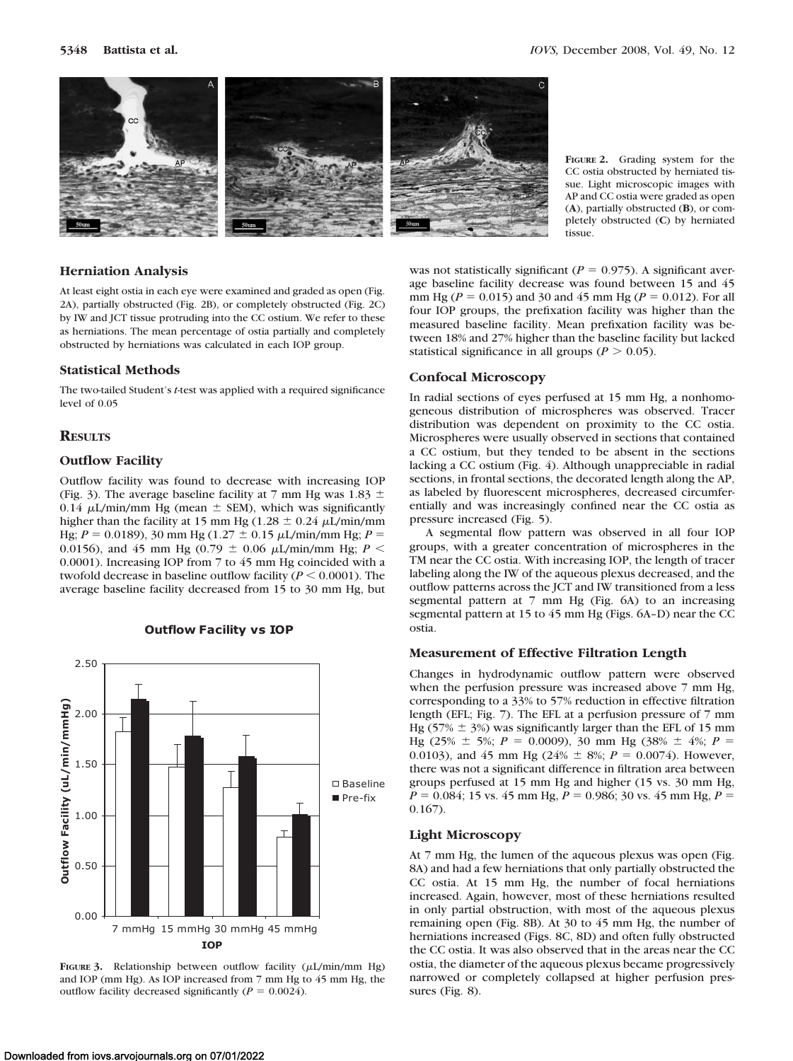FIGURE 2. Grading system for the CC ostia obstructed by herniated tissue. Light microscopic images with AP and CC ostia were graded as open (**A**), partially obstructed (**B**), or completely obstructed (**C**) by herniated tissue.

### Herniation Analysis

At least eight ostia in each eye were examined and graded as open (Fig. 2A), partially obstructed (Fig. 2B), or completely obstructed (Fig. 2C) by IW and JCT tissue protruding into the CC ostium. We refer to these as herniations. The mean percentage of ostia partially and completely obstructed by herniations was calculated in each IOP group.

### Statistical Methods

The two-tailed Student's *t*-test was applied with a required significance level of 0.05

## RESULTS

### Outflow Facility

Outflow facility was found to decrease with increasing IOP (Fig. 3). The average baseline facility at 7 mm Hg was 1.83 ± 0.14 μL/min/mm Hg (mean ± SEM), which was significantly higher than the facility at 15 mm Hg (1.28 ± 0.24 μL/min/mm Hg; $P = 0.0189$), 30 mm Hg (1.27 ± 0.15 μL/min/mm Hg; $P = 0.0156$), and 45 mm Hg (0.79 ± 0.06 μL/min/mm Hg; $P < 0.0001$). Increasing IOP from 7 to 45 mm Hg coincided with a twofold decrease in baseline outflow facility ($P < 0.0001$). The average baseline facility decreased from 15 to 30 mm Hg, but was not statistically significant ($P = 0.975$). A significant average baseline facility decrease was found between 15 and 45 mm Hg ($P = 0.015$) and 30 and 45 mm Hg ($P = 0.012$). For all four IOP groups, the prefixation facility was higher than the measured baseline facility. Mean prefixation facility was between 18% and 27% higher than the baseline facility but lacked statistical significance in all groups ($P > 0.05$).

FIGURE 3. Relationship between outflow facility (μL/min/mm Hg) and IOP (mm Hg). As IOP increased from 7 mm Hg to 45 mm Hg, the outflow facility decreased significantly ($P = 0.0024$).

### Confocal Microscopy

In radial sections of eyes perfused at 15 mm Hg, a nonhomogeneous distribution of microspheres was observed. Tracer distribution was dependent on proximity to the CC ostia. Microspheres were usually observed in sections that contained a CC ostium, but they tended to be absent in the sections lacking a CC ostium (Fig. 4). Although unappreciable in radial sections, in frontal sections, the decorated length along the AP, as labeled by fluorescent microspheres, decreased circumferentially and was increasingly confined near the CC ostia as pressure increased (Fig. 5).

A segmental flow pattern was observed in all four IOP groups, with a greater concentration of microspheres in the TM near the CC ostia. With increasing IOP, the length of tracer labeling along the IW of the aqueous plexus decreased, and the outflow patterns across the JCT and IW transitioned from a less segmental pattern at 7 mm Hg (Fig. 6A) to an increasing segmental pattern at 15 to 45 mm Hg (Figs. 6A–D) near the CC ostia.

### Measurement of Effective Filtration Length

Changes in hydrodynamic outflow pattern were observed when the perfusion pressure was increased above 7 mm Hg, corresponding to a 33% to 57% reduction in effective filtration length (EFL; Fig. 7). The EFL at a perfusion pressure of 7 mm Hg (57% ± 3%) was significantly larger than the EFL of 15 mm Hg (25% ± 5%; $P = 0.0009$), 30 mm Hg (38% ± 4%; $P = 0.0103$), and 45 mm Hg (24% ± 8%; $P = 0.0074$). However, there was not a significant difference in filtration area between groups perfused at 15 mm Hg and higher (15 vs. 30 mm Hg, $P = 0.084$; 15 vs. 45 mm Hg, $P = 0.986$; 30 vs. 45 mm Hg, $P = 0.167$).

### Light Microscopy

At 7 mm Hg, the lumen of the aqueous plexus was open (Fig. 8A) and had a few herniations that only partially obstructed the CC ostia. At 15 mm Hg, the number of focal herniations increased. Again, however, most of these herniations resulted in only partial obstruction, with most of the aqueous plexus remaining open (Fig. 8B). At 30 to 45 mm Hg, the number of herniations increased (Figs. 8C, 8D) and often fully obstructed the CC ostia. It was also observed that in the areas near the CC ostia, the diameter of the aqueous plexus became progressively narrowed or completely collapsed at higher perfusion pressures (Fig. 8).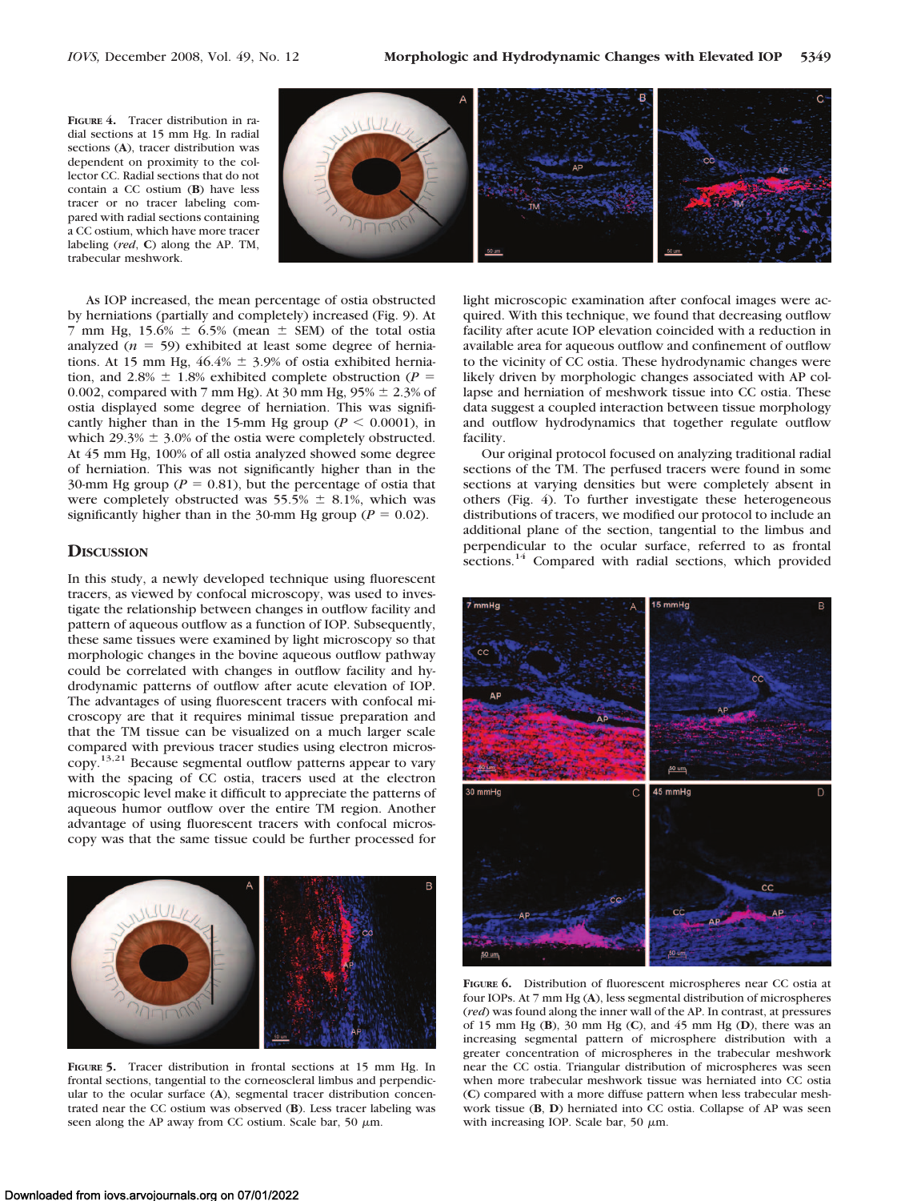FIGURE 4. Tracer distribution in radial sections at 15 mm Hg. In radial sections (**A**), tracer distribution was dependent on proximity to the collector CC. Radial sections that do not contain a CC ostium (**B**) have less tracer or no tracer labeling compared with radial sections containing a CC ostium, which have more tracer labeling (*red*, **C**) along the AP. TM, trabecular meshwork.

As IOP increased, the mean percentage of ostia obstructed by herniations (partially and completely) increased (Fig. 9). At 7 mm Hg, 15.6% ± 6.5% (mean ± SEM) of the total ostia analyzed ($n = 59$) exhibited at least some degree of herniations. At 15 mm Hg, 46.4% ± 3.9% of ostia exhibited herniation, and 2.8% ± 1.8% exhibited complete obstruction ($P = 0.002$, compared with 7 mm Hg). At 30 mm Hg, 95% ± 2.3% of ostia displayed some degree of herniation. This was significantly higher than in the 15-mm Hg group ($P < 0.0001$), in which 29.3% ± 3.0% of the ostia were completely obstructed. At 45 mm Hg, 100% of all ostia analyzed showed some degree of herniation. This was not significantly higher than in the 30-mm Hg group ($P = 0.81$), but the percentage of ostia that were completely obstructed was 55.5% ± 8.1%, which was significantly higher than in the 30-mm Hg group ($P = 0.02$).

## DISCUSSION

In this study, a newly developed technique using fluorescent tracers, as viewed by confocal microscopy, was used to investigate the relationship between changes in outflow facility and pattern of aqueous outflow as a function of IOP. Subsequently, these same tissues were examined by light microscopy so that morphologic changes in the bovine aqueous outflow pathway could be correlated with changes in outflow facility and hydrodynamic patterns of outflow after acute elevation of IOP. The advantages of using fluorescent tracers with confocal microscopy are that it requires minimal tissue preparation and that the TM tissue can be visualized on a much larger scale compared with previous tracer studies using electron microscopy.[13,21] Because segmental outflow patterns appear to vary with the spacing of CC ostia, tracers used at the electron microscopic level make it difficult to appreciate the patterns of aqueous humor outflow over the entire TM region. Another advantage of using fluorescent tracers with confocal microscopy was that the same tissue could be further processed for light microscopic examination after confocal images were acquired. With this technique, we found that decreasing outflow facility after acute IOP elevation coincided with a reduction in available area for aqueous outflow and confinement of outflow to the vicinity of CC ostia. These hydrodynamic changes were likely driven by morphologic changes associated with AP collapse and herniation of meshwork tissue into CC ostia. These data suggest a coupled interaction between tissue morphology and outflow hydrodynamics that together regulate outflow facility.

Our original protocol focused on analyzing traditional radial sections of the TM. The perfused tracers were found in some sections at varying densities but were completely absent in others (Fig. 4). To further investigate these heterogeneous distributions of tracers, we modified our protocol to include an additional plane of the section, tangential to the limbus and perpendicular to the ocular surface, referred to as frontal sections.[14] Compared with radial sections, which provided

FIGURE 5. Tracer distribution in frontal sections at 15 mm Hg. In frontal sections, tangential to the corneoscleral limbus and perpendicular to the ocular surface (**A**), segmental tracer distribution concentrated near the CC ostium was observed (**B**). Less tracer labeling was seen along the AP away from CC ostium. Scale bar, 50 μm.

FIGURE 6. Distribution of fluorescent microspheres near CC ostia at four IOPs. At 7 mm Hg (**A**), less segmental distribution of microspheres (*red*) was found along the inner wall of the AP. In contrast, at pressures of 15 mm Hg (**B**), 30 mm Hg (**C**), and 45 mm Hg (**D**), there was an increasing segmental pattern of microsphere distribution with a greater concentration of microspheres in the trabecular meshwork near the CC ostia. Triangular distribution of microspheres was seen when more trabecular meshwork tissue was herniated into CC ostia (**C**) compared with a more diffuse pattern when less trabecular meshwork tissue (**B**, **D**) herniated into CC ostia. Collapse of AP was seen with increasing IOP. Scale bar, 50 μm.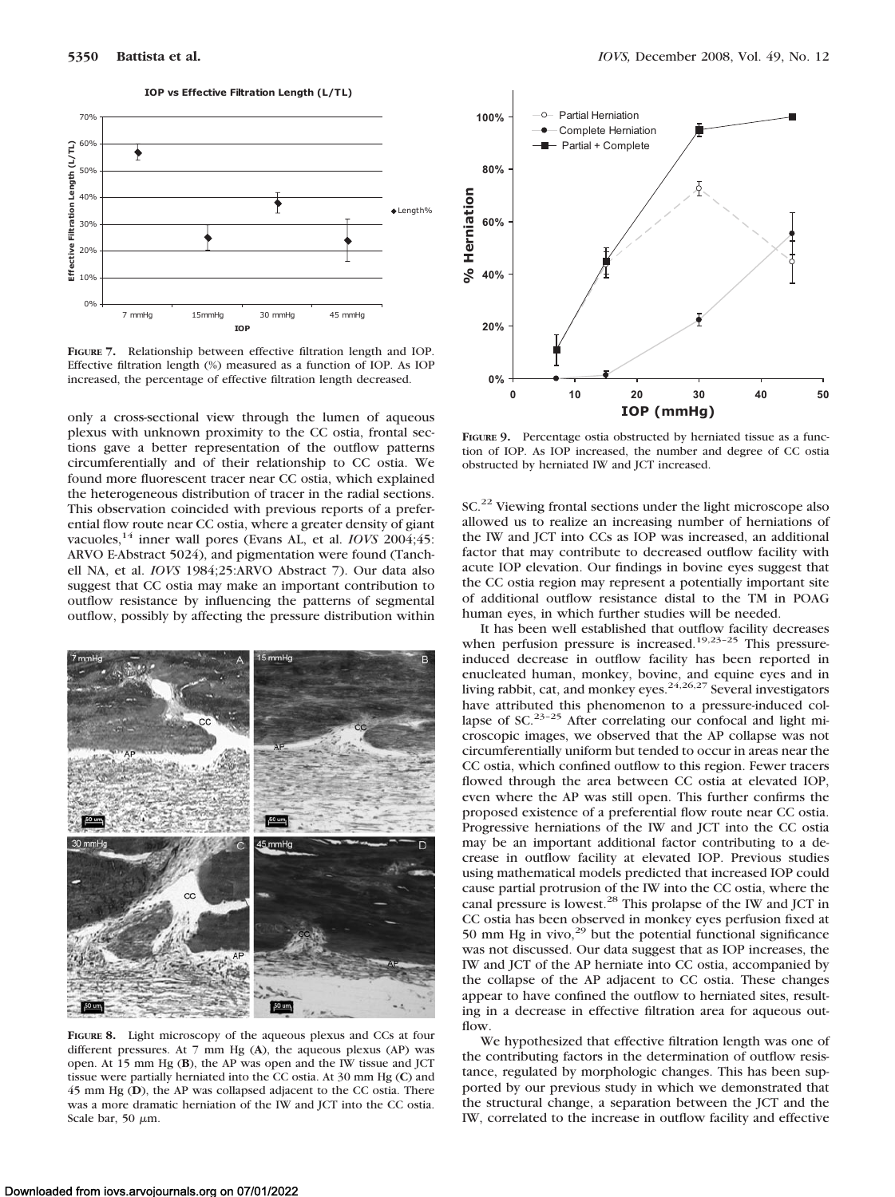FIGURE 7. Relationship between effective filtration length and IOP. Effective filtration length (%) measured as a function of IOP. As IOP increased, the percentage of effective filtration length decreased.

only a cross-sectional view through the lumen of aqueous plexus with unknown proximity to the CC ostia, frontal sections gave a better representation of the outflow patterns circumferentially and of their relationship to CC ostia. We found more fluorescent tracer near CC ostia, which explained the heterogeneous distribution of tracer in the radial sections. This observation coincided with previous reports of a preferential flow route near CC ostia, where a greater density of giant vacuoles,[14] inner wall pores (Evans AL, et al. *IOVS* 2004;45: ARVO E-Abstract 5024), and pigmentation were found (Tanchell NA, et al. *IOVS* 1984;25:ARVO Abstract 7). Our data also suggest that CC ostia may make an important contribution to outflow resistance by influencing the patterns of segmental outflow, possibly by affecting the pressure distribution within SC.[22] Viewing frontal sections under the light microscope also allowed us to realize an increasing number of herniations of the IW and JCT into CCs as IOP was increased, an additional factor that may contribute to decreased outflow facility with acute IOP elevation. Our findings in bovine eyes suggest that the CC ostia region may represent a potentially important site of additional outflow resistance distal to the TM in POAG human eyes, in which further studies will be needed.

FIGURE 8. Light microscopy of the aqueous plexus and CCs at four different pressures. At 7 mm Hg (**A**), the aqueous plexus (AP) was open. At 15 mm Hg (**B**), the AP was open and the IW tissue and JCT tissue were partially herniated into the CC ostia. At 30 mm Hg (**C**) and 45 mm Hg (**D**), the AP was collapsed adjacent to the CC ostia. There was a more dramatic herniation of the IW and JCT into the CC ostia. Scale bar, 50 μm.

FIGURE 9. Percentage ostia obstructed by herniated tissue as a function of IOP. As IOP increased, the number and degree of CC ostia obstructed by herniated IW and JCT increased.

It has been well established that outflow facility decreases when perfusion pressure is increased.[19,23–25] This pressure-induced decrease in outflow facility has been reported in enucleated human, monkey, bovine, and equine eyes and in living rabbit, cat, and monkey eyes.[24,26,27] Several investigators have attributed this phenomenon to a pressure-induced collapse of SC.[23–25] After correlating our confocal and light microscopic images, we observed that the AP collapse was not circumferentially uniform but tended to occur in areas near the CC ostia, which confined outflow to this region. Fewer tracers flowed through the area between CC ostia at elevated IOP, even where the AP was still open. This further confirms the proposed existence of a preferential flow route near CC ostia. Progressive herniations of the IW and JCT into the CC ostia may be an important additional factor contributing to a decrease in outflow facility at elevated IOP. Previous studies using mathematical models predicted that increased IOP could cause partial protrusion of the IW into the CC ostia, where the canal pressure is lowest.[28] This prolapse of the IW and JCT in CC ostia has been observed in monkey eyes perfusion fixed at 50 mm Hg in vivo,[29] but the potential functional significance was not discussed. Our data suggest that as IOP increases, the IW and JCT of the AP herniate into CC ostia, accompanied by the collapse of the AP adjacent to CC ostia. These changes appear to have confined the outflow to herniated sites, resulting in a decrease in effective filtration area for aqueous outflow.

We hypothesized that effective filtration length was one of the contributing factors in the determination of outflow resistance, regulated by morphologic changes. This has been supported by our previous study in which we demonstrated that the structural change, a separation between the JCT and the IW, correlated to the increase in outflow facility and effective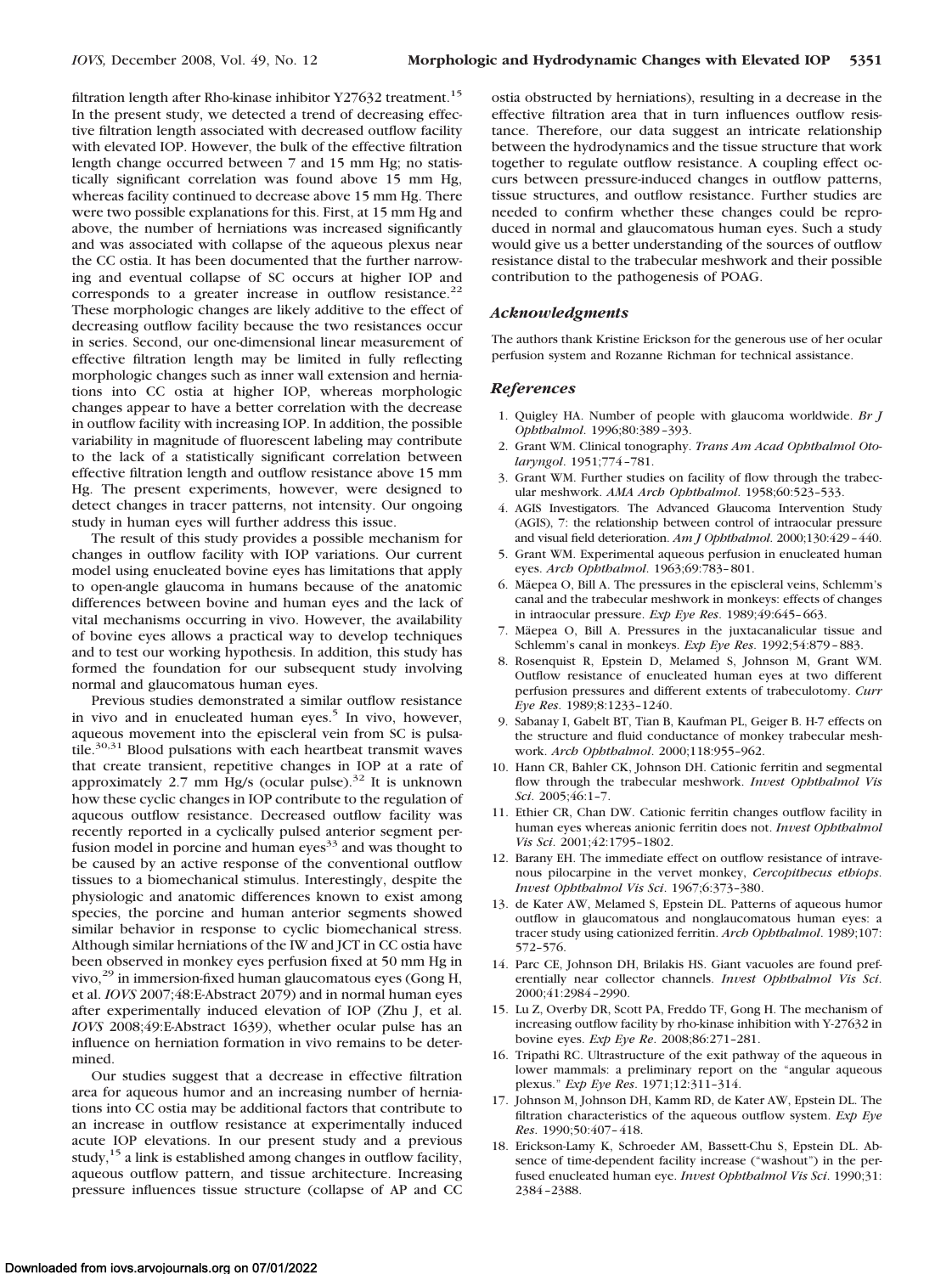filtration length after Rho-kinase inhibitor Y27632 treatment.[15] In the present study, we detected a trend of decreasing effective filtration length associated with decreased outflow facility with elevated IOP. However, the bulk of the effective filtration length change occurred between 7 and 15 mm Hg; no statistically significant correlation was found above 15 mm Hg, whereas facility continued to decrease above 15 mm Hg. There were two possible explanations for this. First, at 15 mm Hg and above, the number of herniations was increased significantly and was associated with collapse of the aqueous plexus near the CC ostia. It has been documented that the further narrowing and eventual collapse of SC occurs at higher IOP and corresponds to a greater increase in outflow resistance.[22] These morphologic changes are likely additive to the effect of decreasing outflow facility because the two resistances occur in series. Second, our one-dimensional linear measurement of effective filtration length may be limited in fully reflecting morphologic changes such as inner wall extension and herniations into CC ostia at higher IOP, whereas morphologic changes appear to have a better correlation with the decrease in outflow facility with increasing IOP. In addition, the possible variability in magnitude of fluorescent labeling may contribute to the lack of a statistically significant correlation between effective filtration length and outflow resistance above 15 mm Hg. The present experiments, however, were designed to detect changes in tracer patterns, not intensity. Our ongoing study in human eyes will further address this issue.

The result of this study provides a possible mechanism for changes in outflow facility with IOP variations. Our current model using enucleated bovine eyes has limitations that apply to open-angle glaucoma in humans because of the anatomic differences between bovine and human eyes and the lack of vital mechanisms occurring in vivo. However, the availability of bovine eyes allows a practical way to develop techniques and to test our working hypothesis. In addition, this study has formed the foundation for our subsequent study involving normal and glaucomatous human eyes.

Previous studies demonstrated a similar outflow resistance in vivo and in enucleated human eyes.[5] In vivo, however, aqueous movement into the episcleral vein from SC is pulsatile.[30,31] Blood pulsations with each heartbeat transmit waves that create transient, repetitive changes in IOP at a rate of approximately 2.7 mm Hg/s (ocular pulse).[32] It is unknown how these cyclic changes in IOP contribute to the regulation of aqueous outflow resistance. Decreased outflow facility was recently reported in a cyclically pulsed anterior segment perfusion model in porcine and human eyes[33] and was thought to be caused by an active response of the conventional outflow tissues to a biomechanical stimulus. Interestingly, despite the physiologic and anatomic differences known to exist among species, the porcine and human anterior segments showed similar behavior in response to cyclic biomechanical stress. Although similar herniations of the IW and JCT in CC ostia have been observed in monkey eyes perfusion fixed at 50 mm Hg in vivo,[29] in immersion-fixed human glaucomatous eyes (Gong H, et al. *IOVS* 2007;48:E-Abstract 2079) and in normal human eyes after experimentally induced elevation of IOP (Zhu J, et al. *IOVS* 2008;49:E-Abstract 1639), whether ocular pulse has an influence on herniation formation in vivo remains to be determined.

Our studies suggest that a decrease in effective filtration area for aqueous humor and an increasing number of herniations into CC ostia may be additional factors that contribute to an increase in outflow resistance at experimentally induced acute IOP elevations. In our present study and a previous study,[15] a link is established among changes in outflow facility, aqueous outflow pattern, and tissue architecture. Increasing pressure influences tissue structure (collapse of AP and CC ostia obstructed by herniations), resulting in a decrease in the effective filtration area that in turn influences outflow resistance. Therefore, our data suggest an intricate relationship between the hydrodynamics and the tissue structure that work together to regulate outflow resistance. A coupling effect occurs between pressure-induced changes in outflow patterns, tissue structures, and outflow resistance. Further studies are needed to confirm whether these changes could be reproduced in normal and glaucomatous human eyes. Such a study would give us a better understanding of the sources of outflow resistance distal to the trabecular meshwork and their possible contribution to the pathogenesis of POAG.

## Acknowledgments

The authors thank Kristine Erickson for the generous use of her ocular perfusion system and Rozanne Richman for technical assistance.

## References

1. Quigley HA. Number of people with glaucoma worldwide. *Br J Ophthalmol*. 1996;80:389–393.
2. Grant WM. Clinical tonography. *Trans Am Acad Ophthalmol Otolaryngol*. 1951;774–781.
3. Grant WM. Further studies on facility of flow through the trabecular meshwork. *AMA Arch Ophthalmol*. 1958;60:523–533.
4. AGIS Investigators. The Advanced Glaucoma Intervention Study (AGIS), 7: the relationship between control of intraocular pressure and visual field deterioration. *Am J Ophthalmol*. 2000;130:429–440.
5. Grant WM. Experimental aqueous perfusion in enucleated human eyes. *Arch Ophthalmol*. 1963;69:783–801.
6. Mäepea O, Bill A. The pressures in the episcleral veins, Schlemm's canal and the trabecular meshwork in monkeys: effects of changes in intraocular pressure. *Exp Eye Res*. 1989;49:645–663.
7. Mäepea O, Bill A. Pressures in the juxtacanalicular tissue and Schlemm's canal in monkeys. *Exp Eye Res*. 1992;54:879–883.
8. Rosenquist R, Epstein D, Melamed S, Johnson M, Grant WM. Outflow resistance of enucleated human eyes at two different perfusion pressures and different extents of trabeculotomy. *Curr Eye Res*. 1989;8:1233–1240.
9. Sabanay I, Gabelt BT, Tian B, Kaufman PL, Geiger B. H-7 effects on the structure and fluid conductance of monkey trabecular meshwork. *Arch Ophthalmol*. 2000;118:955–962.
10. Hann CR, Bahler CK, Johnson DH. Cationic ferritin and segmental flow through the trabecular meshwork. *Invest Ophthalmol Vis Sci*. 2005;46:1–7.
11. Ethier CR, Chan DW. Cationic ferritin changes outflow facility in human eyes whereas anionic ferritin does not. *Invest Ophthalmol Vis Sci*. 2001;42:1795–1802.
12. Barany EH. The immediate effect on outflow resistance of intravenous pilocarpine in the vervet monkey, *Cercopithecus ethiops*. *Invest Ophthalmol Vis Sci*. 1967;6:373–380.
13. de Kater AW, Melamed S, Epstein DL. Patterns of aqueous humor outflow in glaucomatous and nonglaucomatous human eyes: a tracer study using cationized ferritin. *Arch Ophthalmol*. 1989;107:572–576.
14. Parc CE, Johnson DH, Brilakis HS. Giant vacuoles are found preferentially near collector channels. *Invest Ophthalmol Vis Sci*. 2000;41:2984–2990.
15. Lu Z, Overby DR, Scott PA, Freddo TF, Gong H. The mechanism of increasing outflow facility by rho-kinase inhibition with Y-27632 in bovine eyes. *Exp Eye Re*. 2008;86:271–281.
16. Tripathi RC. Ultrastructure of the exit pathway of the aqueous in lower mammals: a preliminary report on the "angular aqueous plexus." *Exp Eye Res*. 1971;12:311–314.
17. Johnson M, Johnson DH, Kamm RD, de Kater AW, Epstein DL. The filtration characteristics of the aqueous outflow system. *Exp Eye Res*. 1990;50:407–418.
18. Erickson-Lamy K, Schroeder AM, Bassett-Chu S, Epstein DL. Absence of time-dependent facility increase ("washout") in the perfused enucleated human eye. *Invest Ophthalmol Vis Sci*. 1990;31:2384–2388.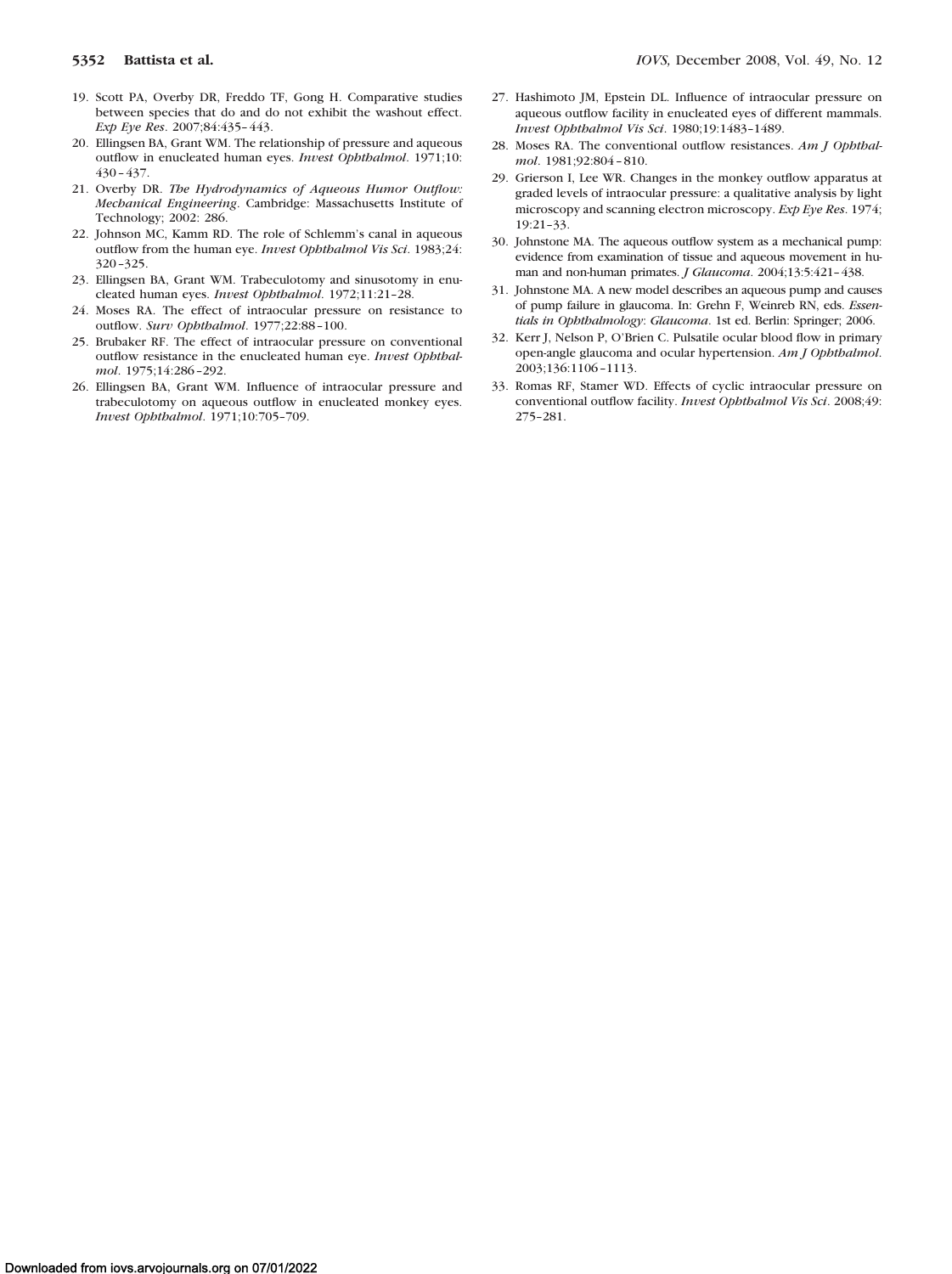19. Scott PA, Overby DR, Freddo TF, Gong H. Comparative studies between species that do and do not exhibit the washout effect. *Exp Eye Res*. 2007;84:435–443.
20. Ellingsen BA, Grant WM. The relationship of pressure and aqueous outflow in enucleated human eyes. *Invest Ophthalmol*. 1971;10: 430–437.
21. Overby DR. *The Hydrodynamics of Aqueous Humor Outflow: Mechanical Engineering*. Cambridge: Massachusetts Institute of Technology; 2002: 286.
22. Johnson MC, Kamm RD. The role of Schlemm's canal in aqueous outflow from the human eye. *Invest Ophthalmol Vis Sci*. 1983;24: 320–325.
23. Ellingsen BA, Grant WM. Trabeculotomy and sinusotomy in enucleated human eyes. *Invest Ophthalmol*. 1972;11:21–28.
24. Moses RA. The effect of intraocular pressure on resistance to outflow. *Surv Ophthalmol*. 1977;22:88–100.
25. Brubaker RF. The effect of intraocular pressure on conventional outflow resistance in the enucleated human eye. *Invest Ophthalmol*. 1975;14:286–292.
26. Ellingsen BA, Grant WM. Influence of intraocular pressure and trabeculotomy on aqueous outflow in enucleated monkey eyes. *Invest Ophthalmol*. 1971;10:705–709.
27. Hashimoto JM, Epstein DL. Influence of intraocular pressure on aqueous outflow facility in enucleated eyes of different mammals. *Invest Ophthalmol Vis Sci*. 1980;19:1483–1489.
28. Moses RA. The conventional outflow resistances. *Am J Ophthalmol*. 1981;92:804–810.
29. Grierson I, Lee WR. Changes in the monkey outflow apparatus at graded levels of intraocular pressure: a qualitative analysis by light microscopy and scanning electron microscopy. *Exp Eye Res*. 1974; 19:21–33.
30. Johnstone MA. The aqueous outflow system as a mechanical pump: evidence from examination of tissue and aqueous movement in human and non-human primates. *J Glaucoma*. 2004;13:5:421–438.
31. Johnstone MA. A new model describes an aqueous pump and causes of pump failure in glaucoma. In: Grehn F, Weinreb RN, eds. *Essentials in Ophthalmology*: *Glaucoma*. 1st ed. Berlin: Springer; 2006.
32. Kerr J, Nelson P, O'Brien C. Pulsatile ocular blood flow in primary open-angle glaucoma and ocular hypertension. *Am J Ophthalmol*. 2003;136:1106–1113.
33. Romas RF, Stamer WD. Effects of cyclic intraocular pressure on conventional outflow facility. *Invest Ophthalmol Vis Sci*. 2008;49: 275–281.